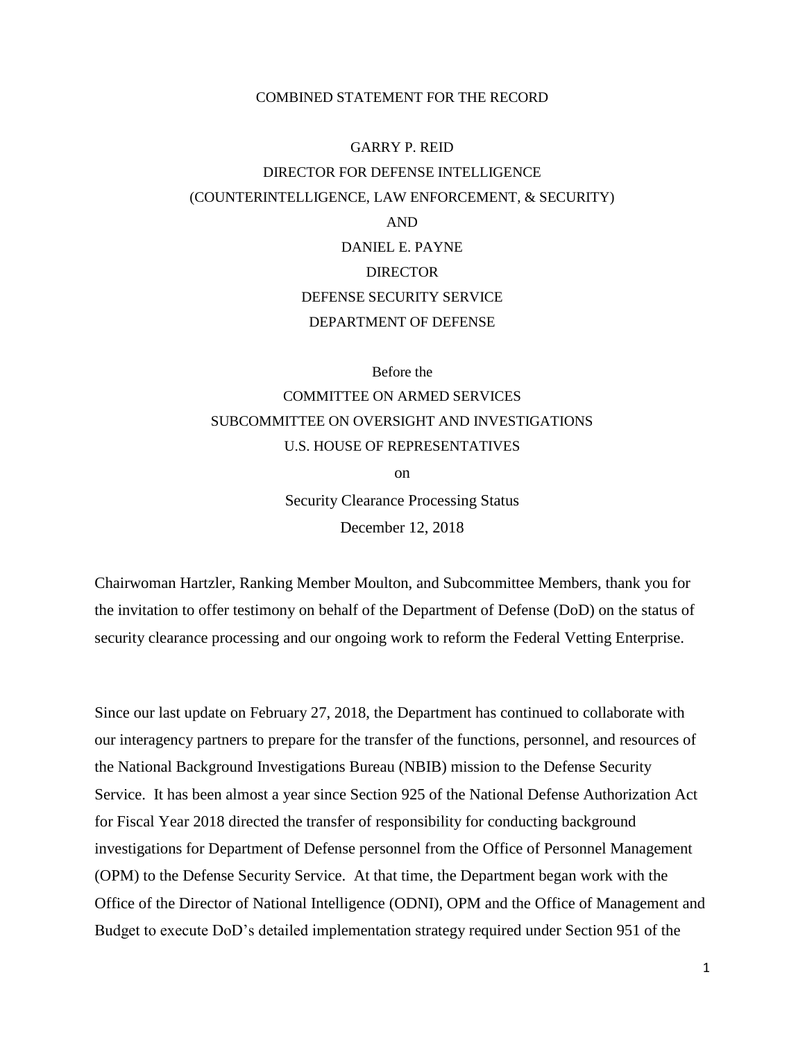COMBINED STATEMENT FOR THE RECORD

GARRY P. REID
DIRECTOR FOR DEFENSE INTELLIGENCE
(COUNTERINTELLIGENCE, LAW ENFORCEMENT, & SECURITY)
AND
DANIEL E. PAYNE
DIRECTOR
DEFENSE SECURITY SERVICE
DEPARTMENT OF DEFENSE

Before the
COMMITTEE ON ARMED SERVICES
SUBCOMMITTEE ON OVERSIGHT AND INVESTIGATIONS
U.S. HOUSE OF REPRESENTATIVES
on
Security Clearance Processing Status
December 12, 2018

Chairwoman Hartzler, Ranking Member Moulton, and Subcommittee Members, thank you for the invitation to offer testimony on behalf of the Department of Defense (DoD) on the status of security clearance processing and our ongoing work to reform the Federal Vetting Enterprise.

Since our last update on February 27, 2018, the Department has continued to collaborate with our interagency partners to prepare for the transfer of the functions, personnel, and resources of the National Background Investigations Bureau (NBIB) mission to the Defense Security Service. It has been almost a year since Section 925 of the National Defense Authorization Act for Fiscal Year 2018 directed the transfer of responsibility for conducting background investigations for Department of Defense personnel from the Office of Personnel Management (OPM) to the Defense Security Service. At that time, the Department began work with the Office of the Director of National Intelligence (ODNI), OPM and the Office of Management and Budget to execute DoD's detailed implementation strategy required under Section 951 of the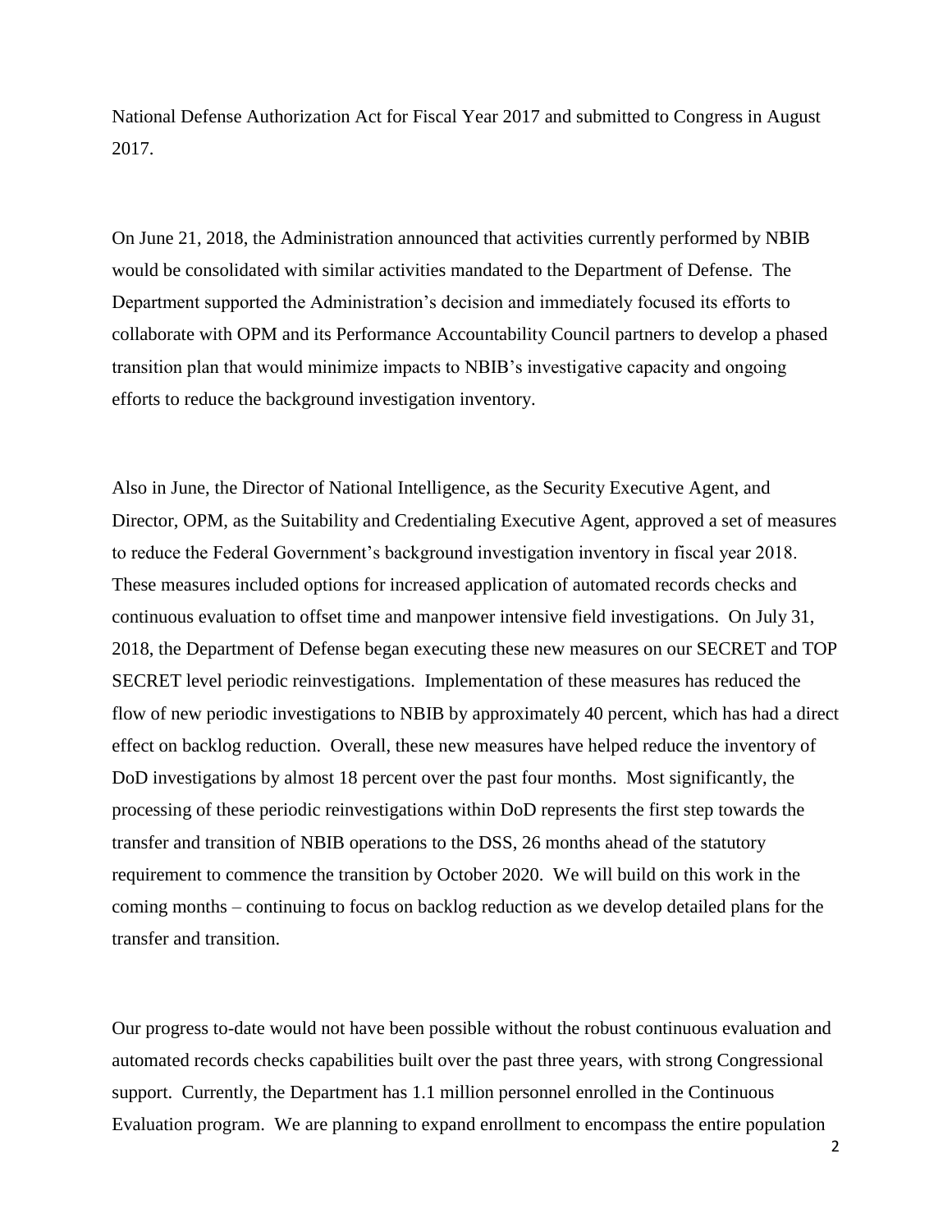National Defense Authorization Act for Fiscal Year 2017 and submitted to Congress in August 2017.

On June 21, 2018, the Administration announced that activities currently performed by NBIB would be consolidated with similar activities mandated to the Department of Defense. The Department supported the Administration's decision and immediately focused its efforts to collaborate with OPM and its Performance Accountability Council partners to develop a phased transition plan that would minimize impacts to NBIB's investigative capacity and ongoing efforts to reduce the background investigation inventory.

Also in June, the Director of National Intelligence, as the Security Executive Agent, and Director, OPM, as the Suitability and Credentialing Executive Agent, approved a set of measures to reduce the Federal Government's background investigation inventory in fiscal year 2018. These measures included options for increased application of automated records checks and continuous evaluation to offset time and manpower intensive field investigations. On July 31, 2018, the Department of Defense began executing these new measures on our SECRET and TOP SECRET level periodic reinvestigations. Implementation of these measures has reduced the flow of new periodic investigations to NBIB by approximately 40 percent, which has had a direct effect on backlog reduction. Overall, these new measures have helped reduce the inventory of DoD investigations by almost 18 percent over the past four months. Most significantly, the processing of these periodic reinvestigations within DoD represents the first step towards the transfer and transition of NBIB operations to the DSS, 26 months ahead of the statutory requirement to commence the transition by October 2020. We will build on this work in the coming months – continuing to focus on backlog reduction as we develop detailed plans for the transfer and transition.

Our progress to-date would not have been possible without the robust continuous evaluation and automated records checks capabilities built over the past three years, with strong Congressional support. Currently, the Department has 1.1 million personnel enrolled in the Continuous Evaluation program. We are planning to expand enrollment to encompass the entire population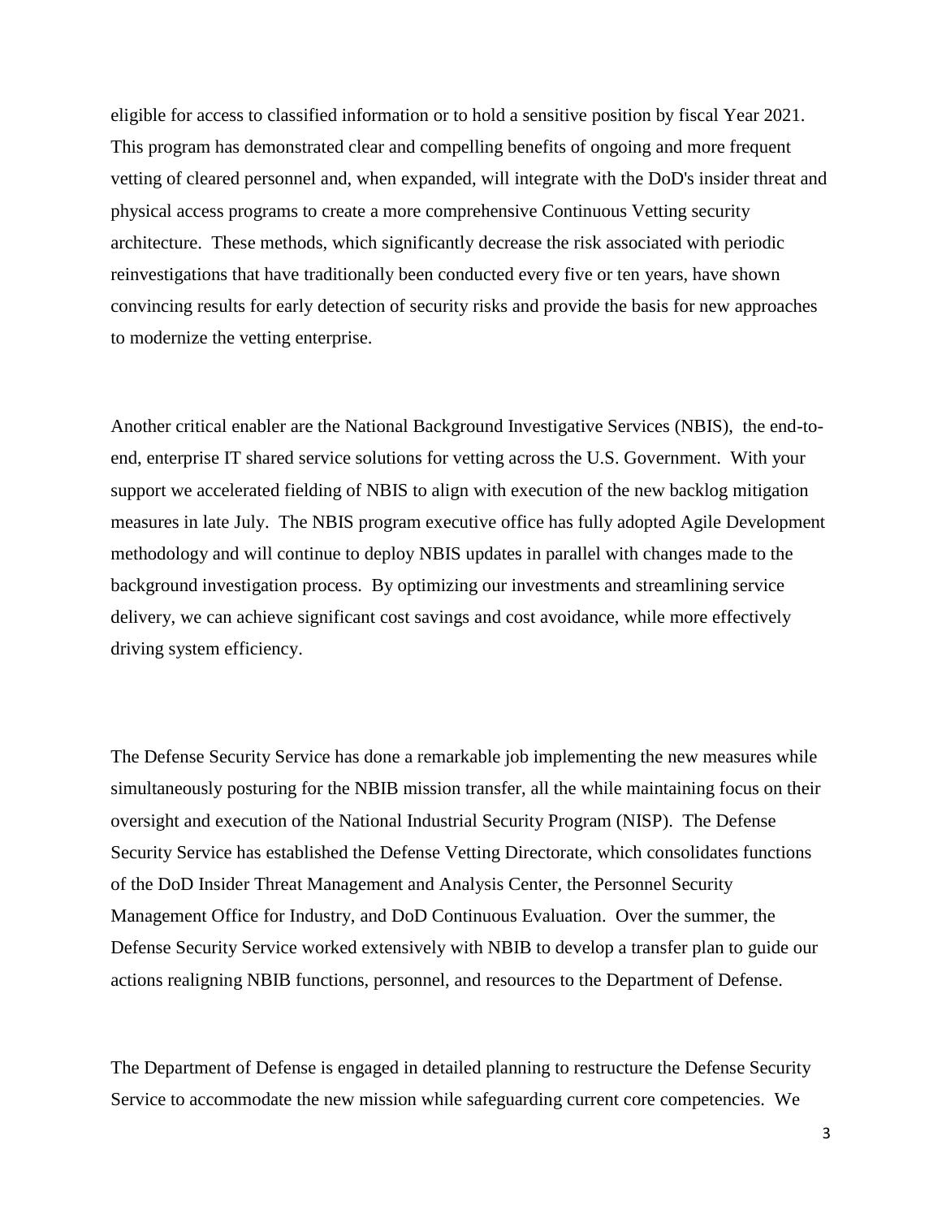eligible for access to classified information or to hold a sensitive position by fiscal Year 2021. This program has demonstrated clear and compelling benefits of ongoing and more frequent vetting of cleared personnel and, when expanded, will integrate with the DoD's insider threat and physical access programs to create a more comprehensive Continuous Vetting security architecture. These methods, which significantly decrease the risk associated with periodic reinvestigations that have traditionally been conducted every five or ten years, have shown convincing results for early detection of security risks and provide the basis for new approaches to modernize the vetting enterprise.

Another critical enabler are the National Background Investigative Services (NBIS), the end-to-end, enterprise IT shared service solutions for vetting across the U.S. Government. With your support we accelerated fielding of NBIS to align with execution of the new backlog mitigation measures in late July. The NBIS program executive office has fully adopted Agile Development methodology and will continue to deploy NBIS updates in parallel with changes made to the background investigation process. By optimizing our investments and streamlining service delivery, we can achieve significant cost savings and cost avoidance, while more effectively driving system efficiency.

The Defense Security Service has done a remarkable job implementing the new measures while simultaneously posturing for the NBIB mission transfer, all the while maintaining focus on their oversight and execution of the National Industrial Security Program (NISP). The Defense Security Service has established the Defense Vetting Directorate, which consolidates functions of the DoD Insider Threat Management and Analysis Center, the Personnel Security Management Office for Industry, and DoD Continuous Evaluation. Over the summer, the Defense Security Service worked extensively with NBIB to develop a transfer plan to guide our actions realigning NBIB functions, personnel, and resources to the Department of Defense.

The Department of Defense is engaged in detailed planning to restructure the Defense Security Service to accommodate the new mission while safeguarding current core competencies. We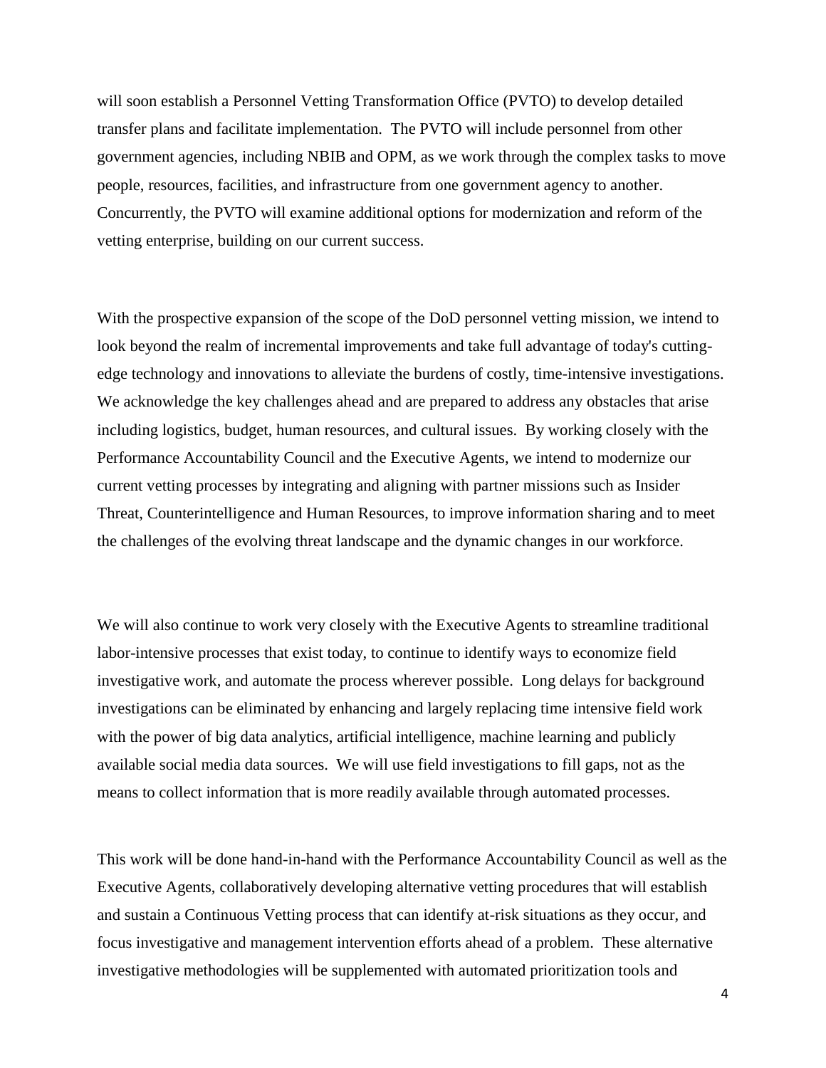will soon establish a Personnel Vetting Transformation Office (PVTO) to develop detailed transfer plans and facilitate implementation. The PVTO will include personnel from other government agencies, including NBIB and OPM, as we work through the complex tasks to move people, resources, facilities, and infrastructure from one government agency to another. Concurrently, the PVTO will examine additional options for modernization and reform of the vetting enterprise, building on our current success.

With the prospective expansion of the scope of the DoD personnel vetting mission, we intend to look beyond the realm of incremental improvements and take full advantage of today's cutting-edge technology and innovations to alleviate the burdens of costly, time-intensive investigations. We acknowledge the key challenges ahead and are prepared to address any obstacles that arise including logistics, budget, human resources, and cultural issues. By working closely with the Performance Accountability Council and the Executive Agents, we intend to modernize our current vetting processes by integrating and aligning with partner missions such as Insider Threat, Counterintelligence and Human Resources, to improve information sharing and to meet the challenges of the evolving threat landscape and the dynamic changes in our workforce.

We will also continue to work very closely with the Executive Agents to streamline traditional labor-intensive processes that exist today, to continue to identify ways to economize field investigative work, and automate the process wherever possible. Long delays for background investigations can be eliminated by enhancing and largely replacing time intensive field work with the power of big data analytics, artificial intelligence, machine learning and publicly available social media data sources. We will use field investigations to fill gaps, not as the means to collect information that is more readily available through automated processes.

This work will be done hand-in-hand with the Performance Accountability Council as well as the Executive Agents, collaboratively developing alternative vetting procedures that will establish and sustain a Continuous Vetting process that can identify at-risk situations as they occur, and focus investigative and management intervention efforts ahead of a problem. These alternative investigative methodologies will be supplemented with automated prioritization tools and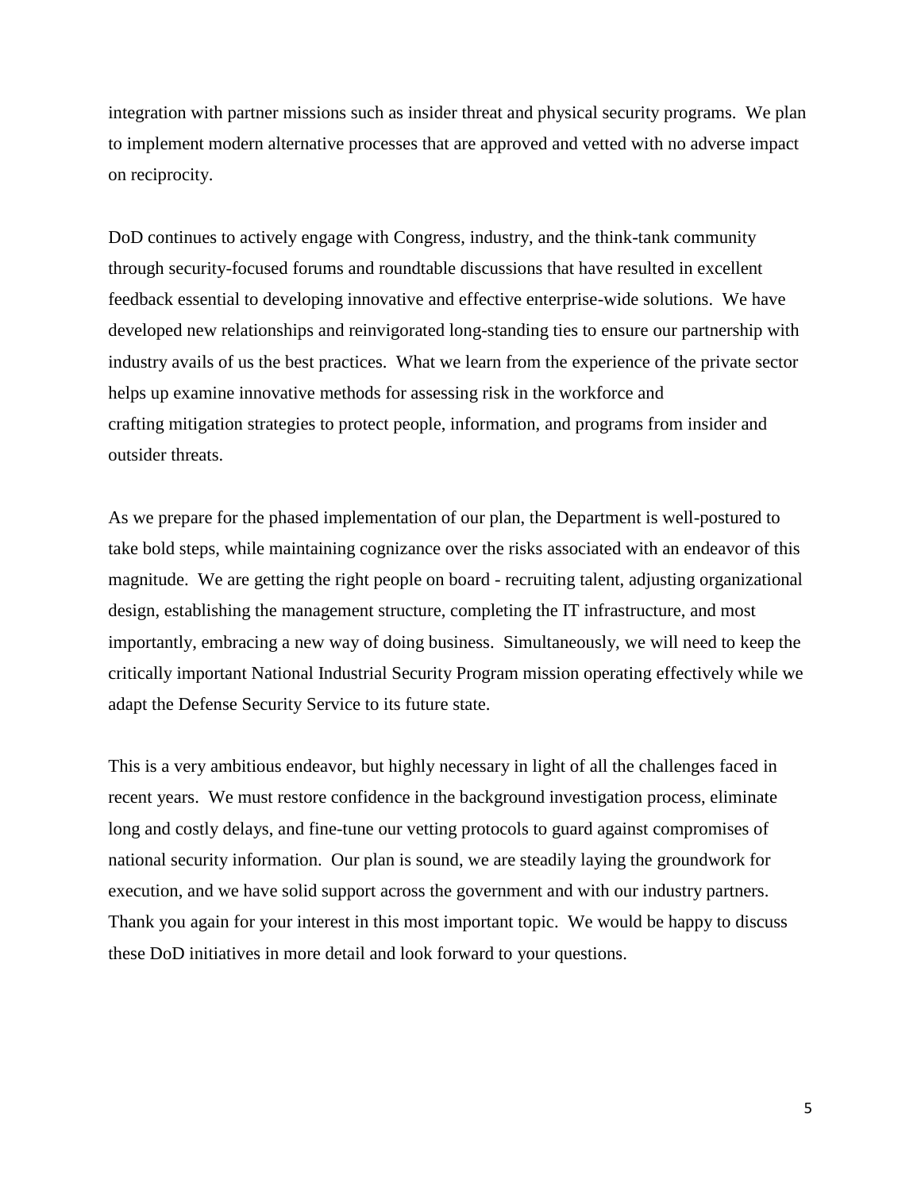integration with partner missions such as insider threat and physical security programs. We plan to implement modern alternative processes that are approved and vetted with no adverse impact on reciprocity.

DoD continues to actively engage with Congress, industry, and the think-tank community through security-focused forums and roundtable discussions that have resulted in excellent feedback essential to developing innovative and effective enterprise-wide solutions. We have developed new relationships and reinvigorated long-standing ties to ensure our partnership with industry avails of us the best practices. What we learn from the experience of the private sector helps up examine innovative methods for assessing risk in the workforce and crafting mitigation strategies to protect people, information, and programs from insider and outsider threats.

As we prepare for the phased implementation of our plan, the Department is well-postured to take bold steps, while maintaining cognizance over the risks associated with an endeavor of this magnitude. We are getting the right people on board - recruiting talent, adjusting organizational design, establishing the management structure, completing the IT infrastructure, and most importantly, embracing a new way of doing business. Simultaneously, we will need to keep the critically important National Industrial Security Program mission operating effectively while we adapt the Defense Security Service to its future state.

This is a very ambitious endeavor, but highly necessary in light of all the challenges faced in recent years. We must restore confidence in the background investigation process, eliminate long and costly delays, and fine-tune our vetting protocols to guard against compromises of national security information. Our plan is sound, we are steadily laying the groundwork for execution, and we have solid support across the government and with our industry partners. Thank you again for your interest in this most important topic. We would be happy to discuss these DoD initiatives in more detail and look forward to your questions.